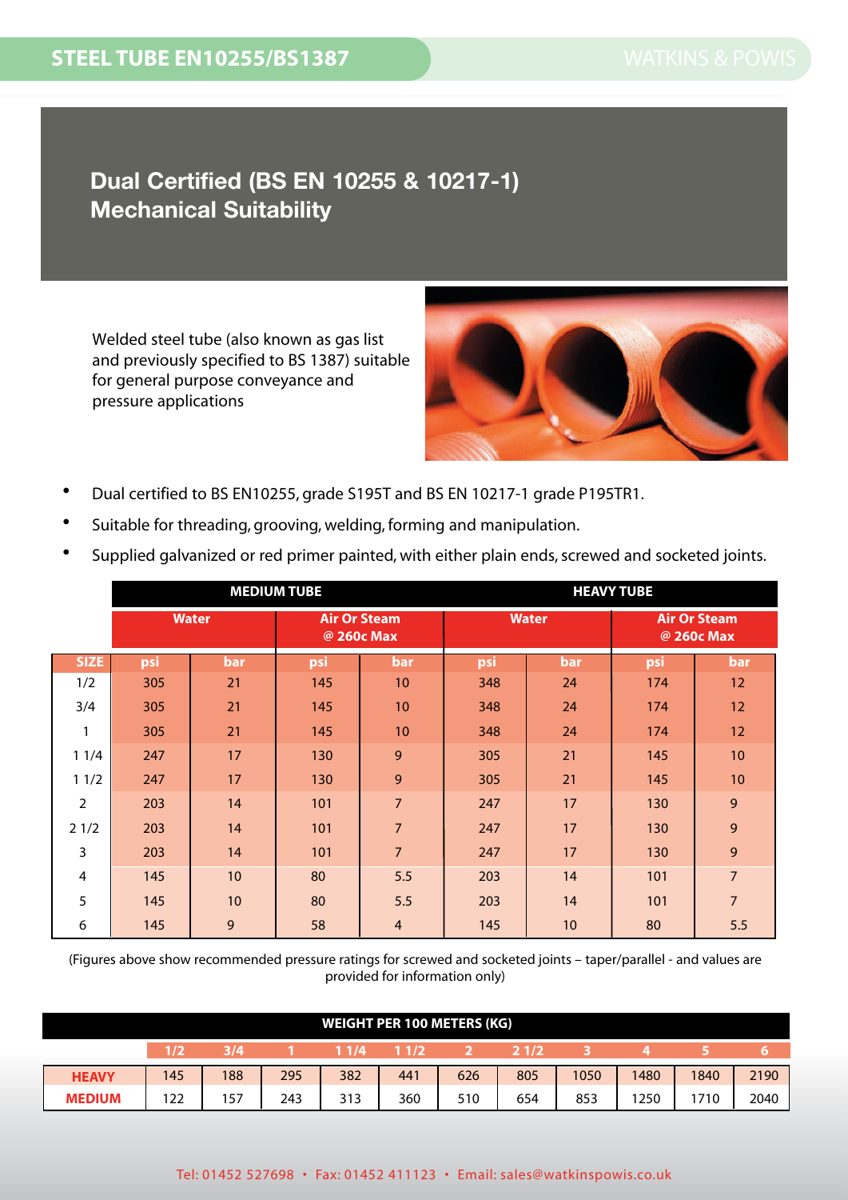STEEL TUBE EN10255/BS1387

WATKINS & POWIS

# Dual Certified (BS EN 10255 & 10217-1) Mechanical Suitability

Welded steel tube (also known as gas list and previously specified to BS 1387) suitable for general purpose conveyance and pressure applications

- Dual certified to BS EN10255, grade S195T and BS EN 10217-1 grade P195TR1.
- Suitable for threading, grooving, welding, forming and manipulation.
- Supplied galvanized or red primer painted, with either plain ends, screwed and socketed joints.

| | MEDIUM TUBE | | | | HEAVY TUBE | | | |
|---|---|---|---|---|---|---|---|---|
| | Water | | Air Or Steam @ 260c Max | | Water | | Air Or Steam @ 260c Max | |
| SIZE | psi | bar | psi | bar | psi | bar | psi | bar |
| 1/2 | 305 | 21 | 145 | 10 | 348 | 24 | 174 | 12 |
| 3/4 | 305 | 21 | 145 | 10 | 348 | 24 | 174 | 12 |
| 1 | 305 | 21 | 145 | 10 | 348 | 24 | 174 | 12 |
| 1 1/4 | 247 | 17 | 130 | 9 | 305 | 21 | 145 | 10 |
| 1 1/2 | 247 | 17 | 130 | 9 | 305 | 21 | 145 | 10 |
| 2 | 203 | 14 | 101 | 7 | 247 | 17 | 130 | 9 |
| 2 1/2 | 203 | 14 | 101 | 7 | 247 | 17 | 130 | 9 |
| 3 | 203 | 14 | 101 | 7 | 247 | 17 | 130 | 9 |
| 4 | 145 | 10 | 80 | 5.5 | 203 | 14 | 101 | 7 |
| 5 | 145 | 10 | 80 | 5.5 | 203 | 14 | 101 | 7 |
| 6 | 145 | 9 | 58 | 4 | 145 | 10 | 80 | 5.5 |

(Figures above show recommended pressure ratings for screwed and socketed joints – taper/parallel - and values are provided for information only)

| WEIGHT PER 100 METERS (KG) | | | | | | | | | | | |
|---|---|---|---|---|---|---|---|---|---|---|---|
| | 1/2 | 3/4 | 1 | 1 1/4 | 1 1/2 | 2 | 2 1/2 | 3 | 4 | 5 | 6 |
| HEAVY | 145 | 188 | 295 | 382 | 441 | 626 | 805 | 1050 | 1480 | 1840 | 2190 |
| MEDIUM | 122 | 157 | 243 | 313 | 360 | 510 | 654 | 853 | 1250 | 1710 | 2040 |

Tel: 01452 527698 • Fax: 01452 411123 • Email: sales@watkinspowis.co.uk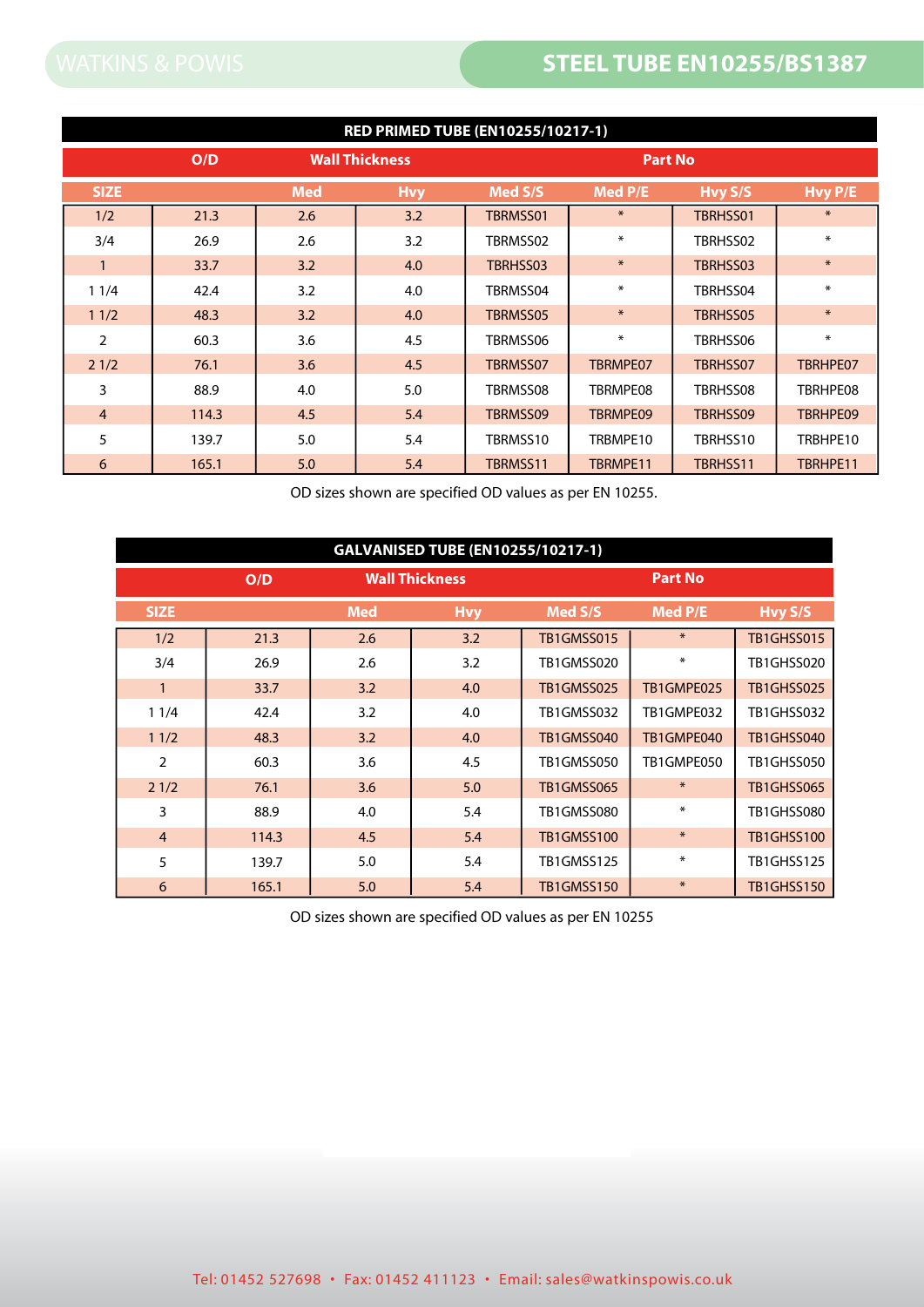## STEEL TUBE EN10255/BS1387

| RED PRIMED TUBE (EN10255/10217-1) | | | | | | | |
|---|---|---|---|---|---|---|---|
| | O/D | Wall Thickness | | Part No | | | |
| SIZE | | Med | Hvy | Med S/S | Med P/E | Hvy S/S | Hvy P/E |
| 1/2 | 21.3 | 2.6 | 3.2 | TBRMSS01 | * | TBRHSS01 | * |
| 3/4 | 26.9 | 2.6 | 3.2 | TBRMSS02 | * | TBRHSS02 | * |
| 1 | 33.7 | 3.2 | 4.0 | TBRHSS03 | * | TBRHSS03 | * |
| 1 1/4 | 42.4 | 3.2 | 4.0 | TBRMSS04 | * | TBRHSS04 | * |
| 1 1/2 | 48.3 | 3.2 | 4.0 | TBRMSS05 | * | TBRHSS05 | * |
| 2 | 60.3 | 3.6 | 4.5 | TBRMSS06 | * | TBRHSS06 | * |
| 2 1/2 | 76.1 | 3.6 | 4.5 | TBRMSS07 | TBRMPE07 | TBRHSS07 | TBRHPE07 |
| 3 | 88.9 | 4.0 | 5.0 | TBRMSS08 | TBRMPE08 | TBRHSS08 | TBRHPE08 |
| 4 | 114.3 | 4.5 | 5.4 | TBRMSS09 | TBRMPE09 | TBRHSS09 | TBRHPE09 |
| 5 | 139.7 | 5.0 | 5.4 | TBRMSS10 | TRBMPE10 | TBRHSS10 | TRBHPE10 |
| 6 | 165.1 | 5.0 | 5.4 | TBRMSS11 | TBRMPE11 | TBRHSS11 | TBRHPE11 |

OD sizes shown are specified OD values as per EN 10255.

| GALVANISED TUBE (EN10255/10217-1) | | | | | | |
|---|---|---|---|---|---|---|
| | O/D | Wall Thickness | | Part No | | |
| SIZE | | Med | Hvy | Med S/S | Med P/E | Hvy S/S |
| 1/2 | 21.3 | 2.6 | 3.2 | TB1GMSS015 | * | TB1GHSS015 |
| 3/4 | 26.9 | 2.6 | 3.2 | TB1GMSS020 | * | TB1GHSS020 |
| 1 | 33.7 | 3.2 | 4.0 | TB1GMSS025 | TB1GMPE025 | TB1GHSS025 |
| 1 1/4 | 42.4 | 3.2 | 4.0 | TB1GMSS032 | TB1GMPE032 | TB1GHSS032 |
| 1 1/2 | 48.3 | 3.2 | 4.0 | TB1GMSS040 | TB1GMPE040 | TB1GHSS040 |
| 2 | 60.3 | 3.6 | 4.5 | TB1GMSS050 | TB1GMPE050 | TB1GHSS050 |
| 2 1/2 | 76.1 | 3.6 | 5.0 | TB1GMSS065 | * | TB1GHSS065 |
| 3 | 88.9 | 4.0 | 5.4 | TB1GMSS080 | * | TB1GHSS080 |
| 4 | 114.3 | 4.5 | 5.4 | TB1GMSS100 | * | TB1GHSS100 |
| 5 | 139.7 | 5.0 | 5.4 | TB1GMSS125 | * | TB1GHSS125 |
| 6 | 165.1 | 5.0 | 5.4 | TB1GMSS150 | * | TB1GHSS150 |

OD sizes shown are specified OD values as per EN 10255

Tel: 01452 527698 • Fax: 01452 411123 • Email: sales@watkinspowis.co.uk